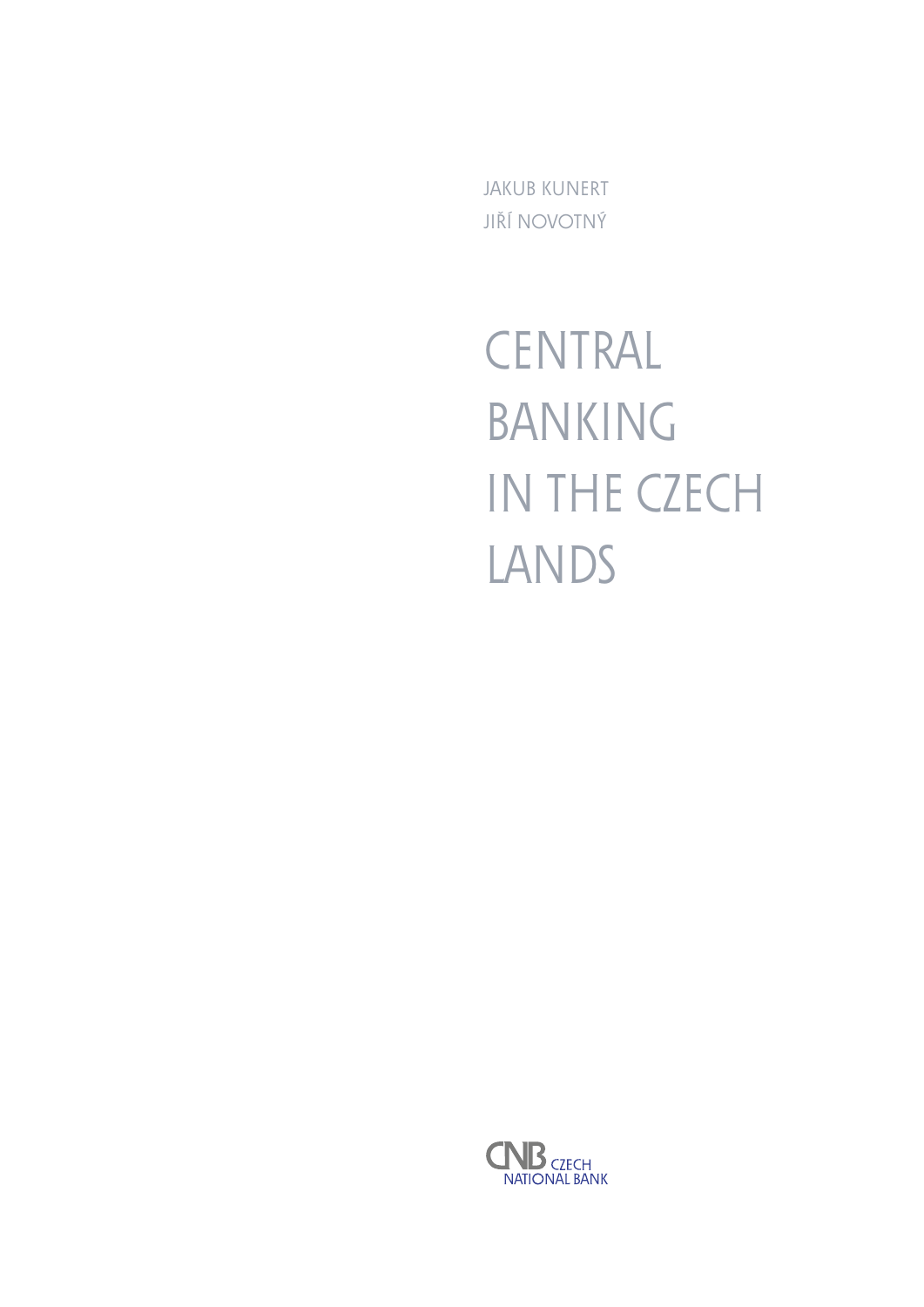JAKUB KUNERT
JIŘÍ NOVOTNÝ

# CENTRAL BANKING IN THE CZECH LANDS

CNB CZECH NATIONAL BANK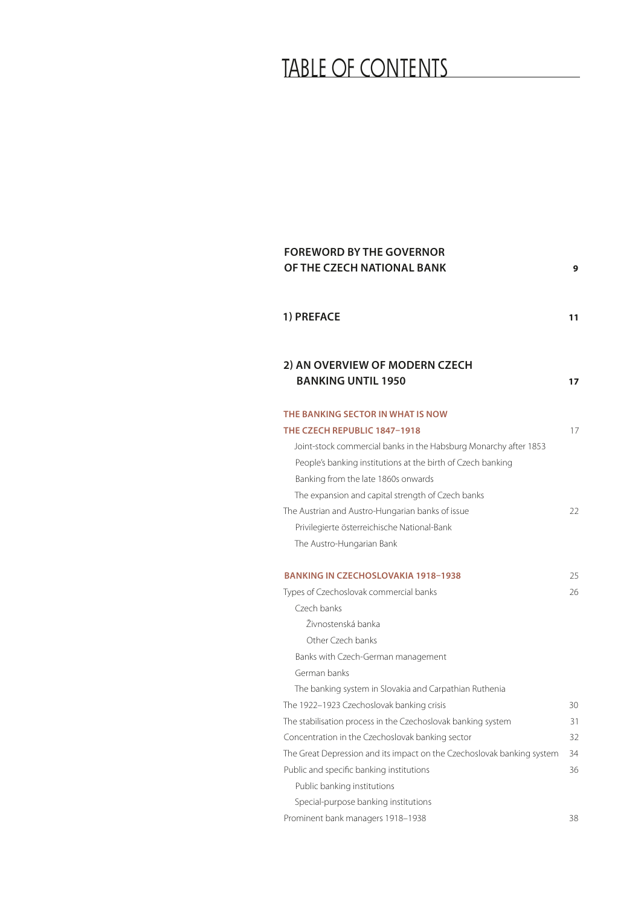# TABLE OF CONTENTS

**FOREWORD BY THE GOVERNOR OF THE CZECH NATIONAL BANK** **9**

**1) PREFACE** **11**

**2) AN OVERVIEW OF MODERN CZECH BANKING UNTIL 1950** **17**

**THE BANKING SECTOR IN WHAT IS NOW THE CZECH REPUBLIC 1847–1918** 17

- Joint-stock commercial banks in the Habsburg Monarchy after 1853
- People's banking institutions at the birth of Czech banking
- Banking from the late 1860s onwards
- The expansion and capital strength of Czech banks

The Austrian and Austro-Hungarian banks of issue 22

- Privilegierte österreichische National-Bank
- The Austro-Hungarian Bank

**BANKING IN CZECHOSLOVAKIA 1918–1938** 25

Types of Czechoslovak commercial banks 26

- Czech banks
  - Živnostenská banka
  - Other Czech banks
- Banks with Czech-German management
- German banks
- The banking system in Slovakia and Carpathian Ruthenia

The 1922–1923 Czechoslovak banking crisis 30

The stabilisation process in the Czechoslovak banking system 31

Concentration in the Czechoslovak banking sector 32

The Great Depression and its impact on the Czechoslovak banking system 34

Public and specific banking institutions 36

- Public banking institutions
- Special-purpose banking institutions

Prominent bank managers 1918–1938 38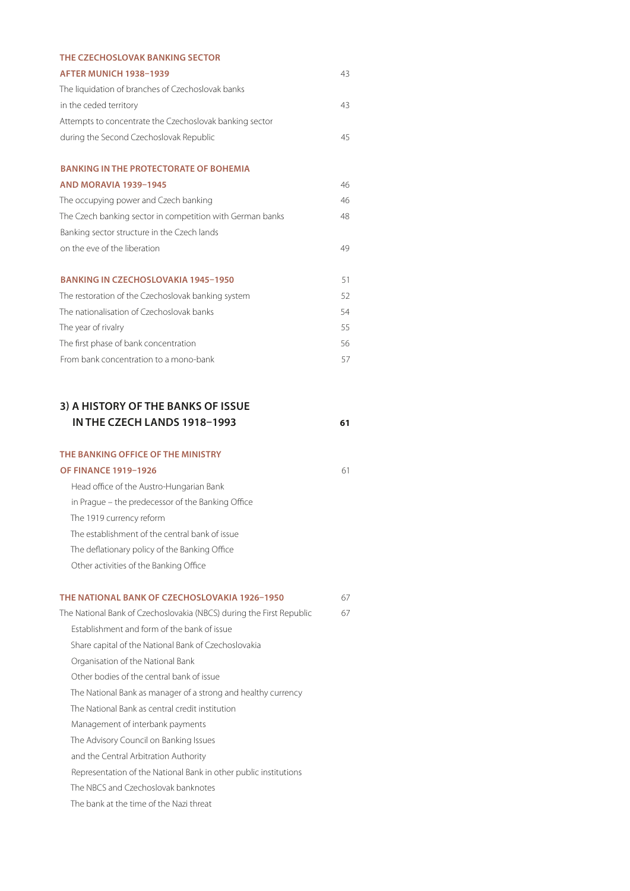**THE CZECHOSLOVAK BANKING SECTOR AFTER MUNICH 1938–1939** 43

The liquidation of branches of Czechoslovak banks in the ceded territory 43

Attempts to concentrate the Czechoslovak banking sector during the Second Czechoslovak Republic 45

**BANKING IN THE PROTECTORATE OF BOHEMIA AND MORAVIA 1939–1945** 46

The occupying power and Czech banking 46

The Czech banking sector in competition with German banks 48

Banking sector structure in the Czech lands on the eve of the liberation 49

**BANKING IN CZECHOSLOVAKIA 1945–1950** 51

The restoration of the Czechoslovak banking system 52

The nationalisation of Czechoslovak banks 54

The year of rivalry 55

The first phase of bank concentration 56

From bank concentration to a mono-bank 57

## 3) A HISTORY OF THE BANKS OF ISSUE IN THE CZECH LANDS 1918–1993 **61**

**THE BANKING OFFICE OF THE MINISTRY OF FINANCE 1919–1926** 61

- Head office of the Austro-Hungarian Bank in Prague – the predecessor of the Banking Office
- The 1919 currency reform
- The establishment of the central bank of issue
- The deflationary policy of the Banking Office
- Other activities of the Banking Office

**THE NATIONAL BANK OF CZECHOSLOVAKIA 1926–1950** 67

The National Bank of Czechoslovakia (NBCS) during the First Republic 67

- Establishment and form of the bank of issue
- Share capital of the National Bank of Czechoslovakia
- Organisation of the National Bank
- Other bodies of the central bank of issue
- The National Bank as manager of a strong and healthy currency
- The National Bank as central credit institution
- Management of interbank payments
- The Advisory Council on Banking Issues and the Central Arbitration Authority
- Representation of the National Bank in other public institutions
- The NBCS and Czechoslovak banknotes
- The bank at the time of the Nazi threat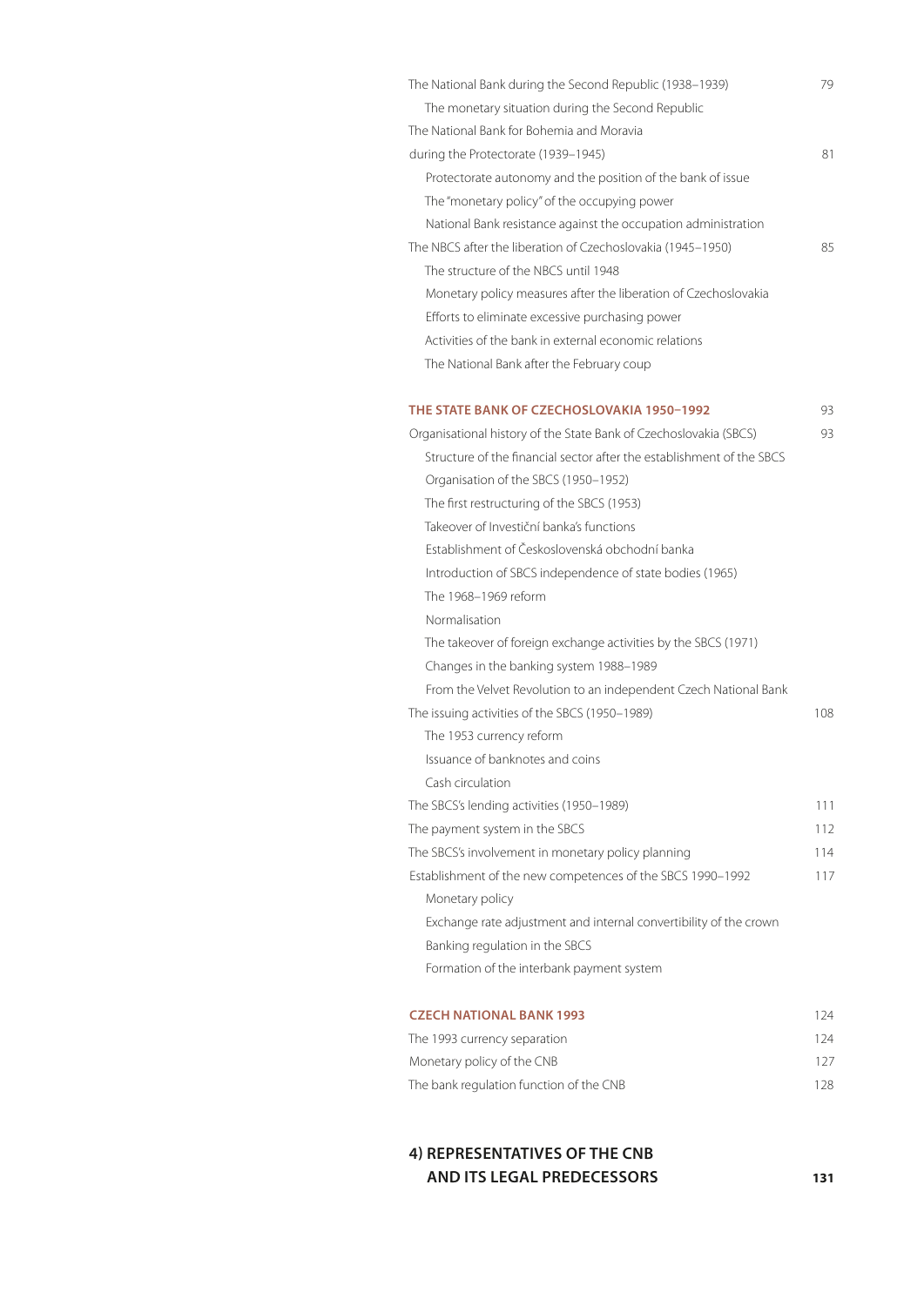The National Bank during the Second Republic (1938–1939) 79

- The monetary situation during the Second Republic

The National Bank for Bohemia and Moravia during the Protectorate (1939–1945) 81

- Protectorate autonomy and the position of the bank of issue
- The "monetary policy" of the occupying power
- National Bank resistance against the occupation administration

The NBCS after the liberation of Czechoslovakia (1945–1950) 85

- The structure of the NBCS until 1948
- Monetary policy measures after the liberation of Czechoslovakia
- Efforts to eliminate excessive purchasing power
- Activities of the bank in external economic relations
- The National Bank after the February coup

### THE STATE BANK OF CZECHOSLOVAKIA 1950–1992 93

Organisational history of the State Bank of Czechoslovakia (SBCS) 93

- Structure of the financial sector after the establishment of the SBCS
- Organisation of the SBCS (1950–1952)
- The first restructuring of the SBCS (1953)
- Takeover of Investiční banka's functions
- Establishment of Československá obchodní banka
- Introduction of SBCS independence of state bodies (1965)
- The 1968–1969 reform
- Normalisation
- The takeover of foreign exchange activities by the SBCS (1971)
- Changes in the banking system 1988–1989
- From the Velvet Revolution to an independent Czech National Bank

The issuing activities of the SBCS (1950–1989) 108

- The 1953 currency reform
- Issuance of banknotes and coins
- Cash circulation

The SBCS's lending activities (1950–1989) 111

The payment system in the SBCS 112

The SBCS's involvement in monetary policy planning 114

Establishment of the new competences of the SBCS 1990–1992 117

- Monetary policy
- Exchange rate adjustment and internal convertibility of the crown
- Banking regulation in the SBCS
- Formation of the interbank payment system

### CZECH NATIONAL BANK 1993 124

The 1993 currency separation 124

Monetary policy of the CNB 127

The bank regulation function of the CNB 128

## 4) REPRESENTATIVES OF THE CNB AND ITS LEGAL PREDECESSORS 131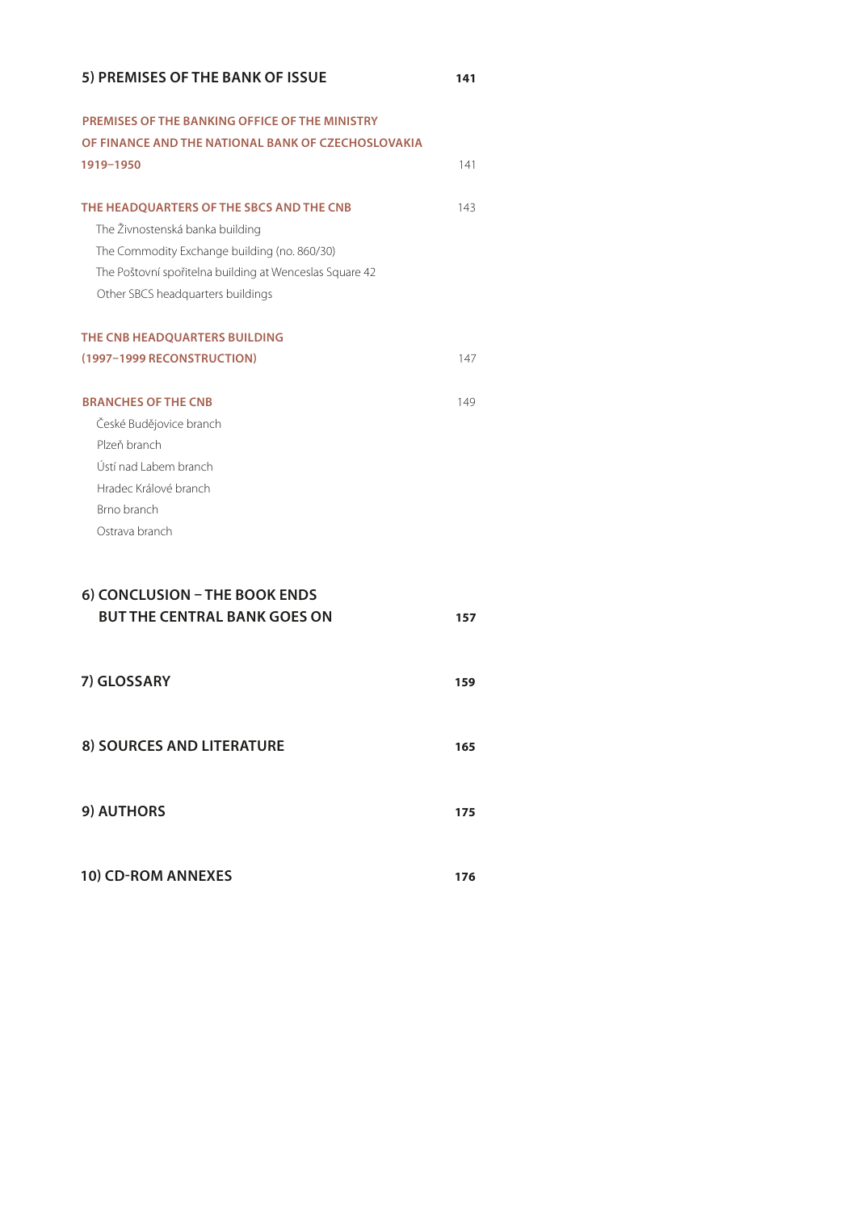**5) PREMISES OF THE BANK OF ISSUE** 141

**PREMISES OF THE BANKING OFFICE OF THE MINISTRY OF FINANCE AND THE NATIONAL BANK OF CZECHOSLOVAKIA 1919–1950** 141

**THE HEADQUARTERS OF THE SBCS AND THE CNB** 143

- The Živnostenská banka building
- The Commodity Exchange building (no. 860/30)
- The Poštovní spořitelna building at Wenceslas Square 42
- Other SBCS headquarters buildings

**THE CNB HEADQUARTERS BUILDING (1997–1999 RECONSTRUCTION)** 147

**BRANCHES OF THE CNB** 149

- České Budějovice branch
- Plzeň branch
- Ústí nad Labem branch
- Hradec Králové branch
- Brno branch
- Ostrava branch

**6) CONCLUSION – THE BOOK ENDS BUT THE CENTRAL BANK GOES ON** 157

**7) GLOSSARY** 159

**8) SOURCES AND LITERATURE** 165

**9) AUTHORS** 175

**10) CD-ROM ANNEXES** 176